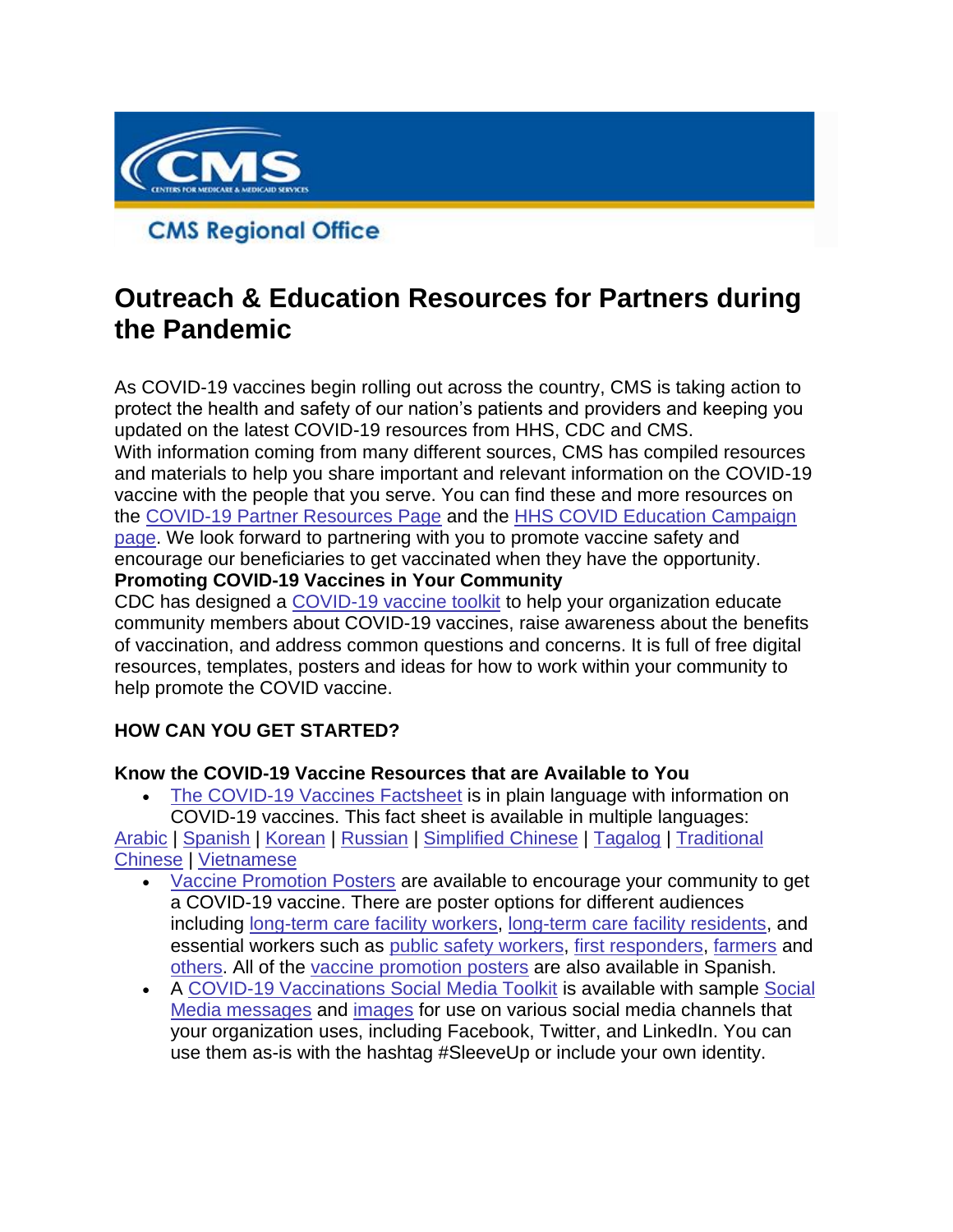CMS

CENTERS FOR MEDICARE & MEDICAID SERVICES

CMS Regional Office

# Outreach & Education Resources for Partners during the Pandemic

As COVID-19 vaccines begin rolling out across the country, CMS is taking action to protect the health and safety of our nation's patients and providers and keeping you updated on the latest COVID-19 resources from HHS, CDC and CMS.
With information coming from many different sources, CMS has compiled resources and materials to help you share important and relevant information on the COVID-19 vaccine with the people that you serve. You can find these and more resources on the COVID-19 Partner Resources Page and the HHS COVID Education Campaign page. We look forward to partnering with you to promote vaccine safety and encourage our beneficiaries to get vaccinated when they have the opportunity.

**Promoting COVID-19 Vaccines in Your Community**

CDC has designed a COVID-19 vaccine toolkit to help your organization educate community members about COVID-19 vaccines, raise awareness about the benefits of vaccination, and address common questions and concerns. It is full of free digital resources, templates, posters and ideas for how to work within your community to help promote the COVID vaccine.

**HOW CAN YOU GET STARTED?**

**Know the COVID-19 Vaccine Resources that are Available to You**

- The COVID-19 Vaccines Factsheet is in plain language with information on COVID-19 vaccines. This fact sheet is available in multiple languages:

Arabic | Spanish | Korean | Russian | Simplified Chinese | Tagalog | Traditional Chinese | Vietnamese

- Vaccine Promotion Posters are available to encourage your community to get a COVID-19 vaccine. There are poster options for different audiences including long-term care facility workers, long-term care facility residents, and essential workers such as public safety workers, first responders, farmers and others. All of the vaccine promotion posters are also available in Spanish.
- A COVID-19 Vaccinations Social Media Toolkit is available with sample Social Media messages and images for use on various social media channels that your organization uses, including Facebook, Twitter, and LinkedIn. You can use them as-is with the hashtag #SleeveUp or include your own identity.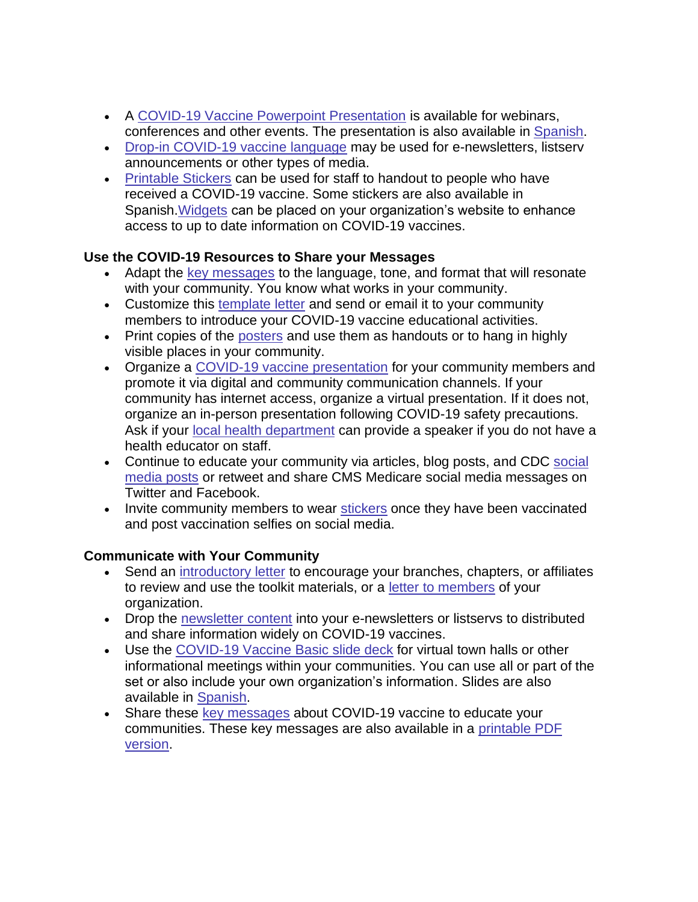- A COVID-19 Vaccine Powerpoint Presentation is available for webinars, conferences and other events. The presentation is also available in Spanish.
- Drop-in COVID-19 vaccine language may be used for e-newsletters, listserv announcements or other types of media.
- Printable Stickers can be used for staff to handout to people who have received a COVID-19 vaccine. Some stickers are also available in Spanish.Widgets can be placed on your organization's website to enhance access to up to date information on COVID-19 vaccines.

**Use the COVID-19 Resources to Share your Messages**

- Adapt the key messages to the language, tone, and format that will resonate with your community. You know what works in your community.
- Customize this template letter and send or email it to your community members to introduce your COVID-19 vaccine educational activities.
- Print copies of the posters and use them as handouts or to hang in highly visible places in your community.
- Organize a COVID-19 vaccine presentation for your community members and promote it via digital and community communication channels. If your community has internet access, organize a virtual presentation. If it does not, organize an in-person presentation following COVID-19 safety precautions. Ask if your local health department can provide a speaker if you do not have a health educator on staff.
- Continue to educate your community via articles, blog posts, and CDC social media posts or retweet and share CMS Medicare social media messages on Twitter and Facebook.
- Invite community members to wear stickers once they have been vaccinated and post vaccination selfies on social media.

**Communicate with Your Community**

- Send an introductory letter to encourage your branches, chapters, or affiliates to review and use the toolkit materials, or a letter to members of your organization.
- Drop the newsletter content into your e-newsletters or listservs to distributed and share information widely on COVID-19 vaccines.
- Use the COVID-19 Vaccine Basic slide deck for virtual town halls or other informational meetings within your communities. You can use all or part of the set or also include your own organization's information. Slides are also available in Spanish.
- Share these key messages about COVID-19 vaccine to educate your communities. These key messages are also available in a printable PDF version.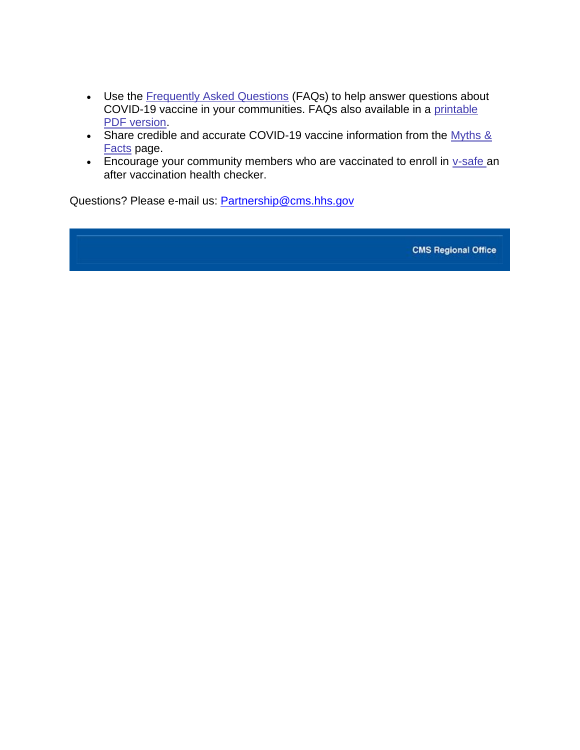- Use the Frequently Asked Questions (FAQs) to help answer questions about COVID-19 vaccine in your communities. FAQs also available in a printable PDF version.
- Share credible and accurate COVID-19 vaccine information from the Myths & Facts page.
- Encourage your community members who are vaccinated to enroll in v-safe an after vaccination health checker.

Questions? Please e-mail us: Partnership@cms.hhs.gov

CMS Regional Office